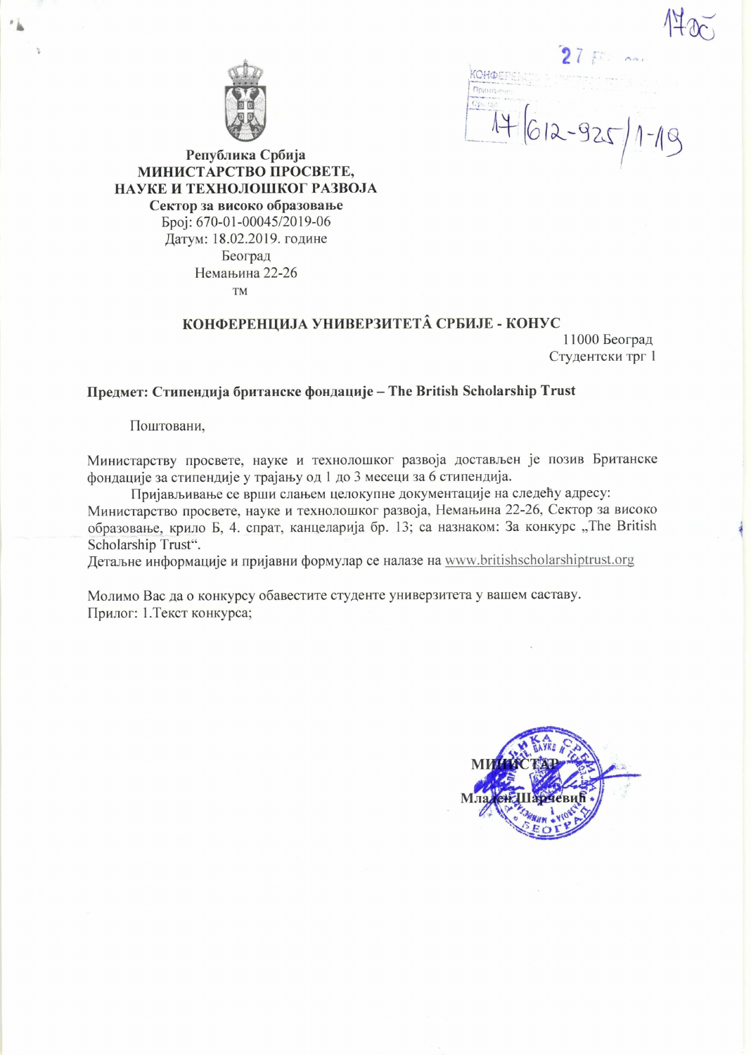Република Србија
**МИНИСТАРСТВО ПРОСВЕТЕ,
НАУКЕ И ТЕХНОЛОШКОГ РАЗВОЈА**
**Сектор за високо образовање**
Број: 670-01-00045/2019-06
Датум: 18.02.2019. године
Београд
Немањина 22-26
тм

17/612-925/1-19

**КОНФЕРЕНЦИЈА УНИВЕРЗИТЕТÂ СРБИЈЕ - КОНУС**

11000 Београд
Студентски трг 1

**Предмет: Стипендија британске фондације – The British Scholarship Trust**

Поштовани,

Министарству просвете, науке и технолошког развоја достављен је позив Британске фондације за стипендије у трајању од 1 до 3 месеци за 6 стипендија.

Пријављивање се врши слањем целокупне документације на следећу адресу: Министарство просвете, науке и технолошког развоја, Немањина 22-26, Сектор за високо образовање, крило Б, 4. спрат, канцеларија бр. 13; са назнаком: За конкурс „The British Scholarship Trust“.

Детаљне информације и пријавни формулар се налазе на www.britishscholarshiptrust.org

Молимо Вас да о конкурсу обавестите студенте универзитета у вашем саставу.

Прилог: 1.Текст конкурса;

**МИНИСТАР**

**Младен Шарчевић**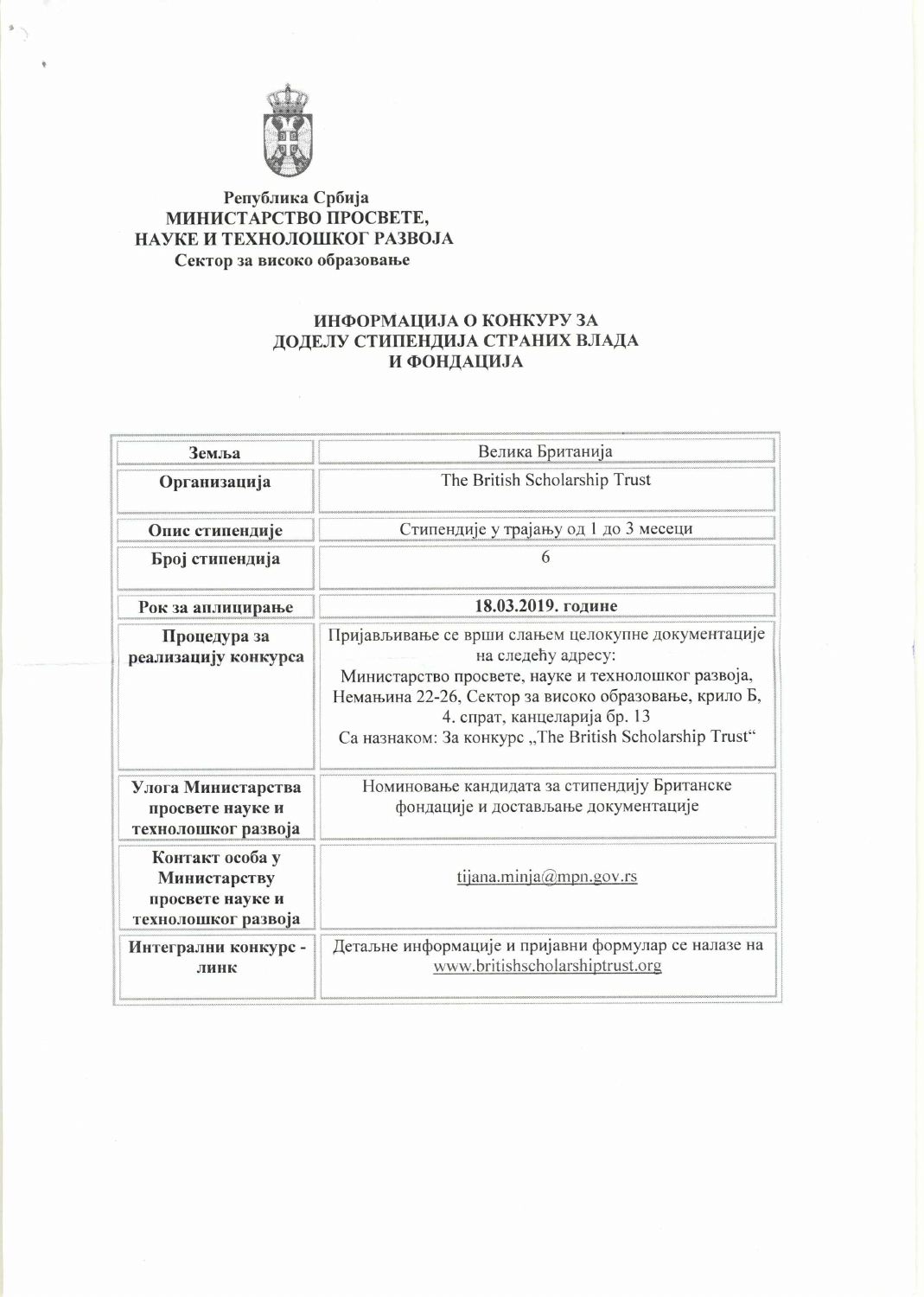**Република Србија**
**МИНИСТАРСТВО ПРОСВЕТЕ,**
**НАУКЕ И ТЕХНОЛОШКОГ РАЗВОЈА**
**Сектор за високо образовање**

## ИНФОРМАЦИЈА О КОНКУРУ ЗА ДОДЕЛУ СТИПЕНДИЈА СТРАНИХ ВЛАДА И ФОНДАЦИЈА

| **Земља** | Велика Британија |
|---|---|
| **Организација** | The British Scholarship Trust |
| **Опис стипендије** | Стипендије у трајању од 1 до 3 месеци |
| **Број стипендија** | 6 |
| **Рок за аплицирање** | **18.03.2019. године** |
| **Процедура за реализацију конкурса** | Пријављивање се врши слањем целокупне документације на следећу адресу: Министарство просвете, науке и технолошког развоја, Немањина 22-26, Сектор за високо образовање, крило Б, 4. спрат, канцеларија бр. 13 Са назнаком: За конкурс „The British Scholarship Trust“ |
| **Улога Министарства просвете науке и технолошког развоја** | Номиновање кандидата за стипендију Британске фондације и достављање документације |
| **Контакт особа у Министарству просвете науке и технолошког развоја** | tijana.minja@mpn.gov.rs |
| **Интегрални конкурс - линк** | Детаљне информације и пријавни формулар се налазе на www.britishscholarshiptrust.org |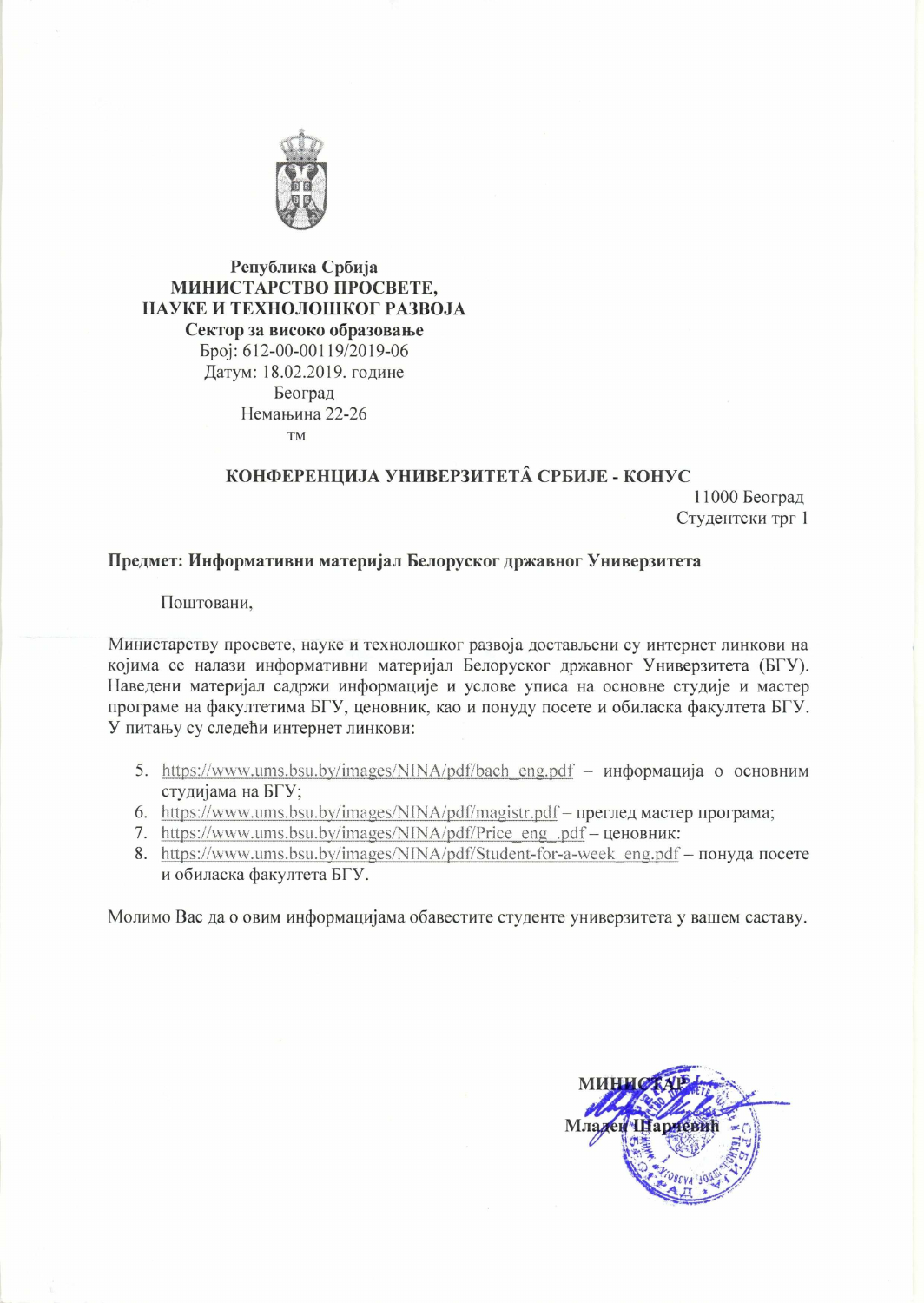**Република Србија**
**МИНИСТАРСТВО ПРОСВЕТЕ,**
**НАУКЕ И ТЕХНОЛОШКОГ РАЗВОЈА**
**Сектор за високо образовање**
Број: 612-00-00119/2019-06
Датум: 18.02.2019. године
Београд
Немањина 22-26
тм

**КОНФЕРЕНЦИЈА УНИВЕРЗИТЕТÂ СРБИЈЕ - КОНУС**

11000 Београд
Студентски трг 1

**Предмет: Информативни материјал Белоруског државног Универзитета**

Поштовани,

Министарству просвете, науке и технолошког развоја достављени су интернет линкови на којима се налази информативни материјал Белоруског државног Универзитета (БГУ). Наведени материјал садржи информације и услове уписа на основне студије и мастер програме на факултетима БГУ, ценовник, као и понуду посете и обиласка факултета БГУ. У питању су следећи интернет линкови:

5. https://www.ums.bsu.by/images/NINA/pdf/bach_eng.pdf – информација о основним студијама на БГУ;
6. https://www.ums.bsu.by/images/NINA/pdf/magistr.pdf – преглед мастер програма;
7. https://www.ums.bsu.by/images/NINA/pdf/Price_eng_.pdf – ценовник:
8. https://www.ums.bsu.by/images/NINA/pdf/Student-for-a-week_eng.pdf – понуда посете и обиласка факултета БГУ.

Молимо Вас да о овим информацијама обавестите студенте универзитета у вашем саставу.

**МИНИСТАР**
**Младен Шарчевић**